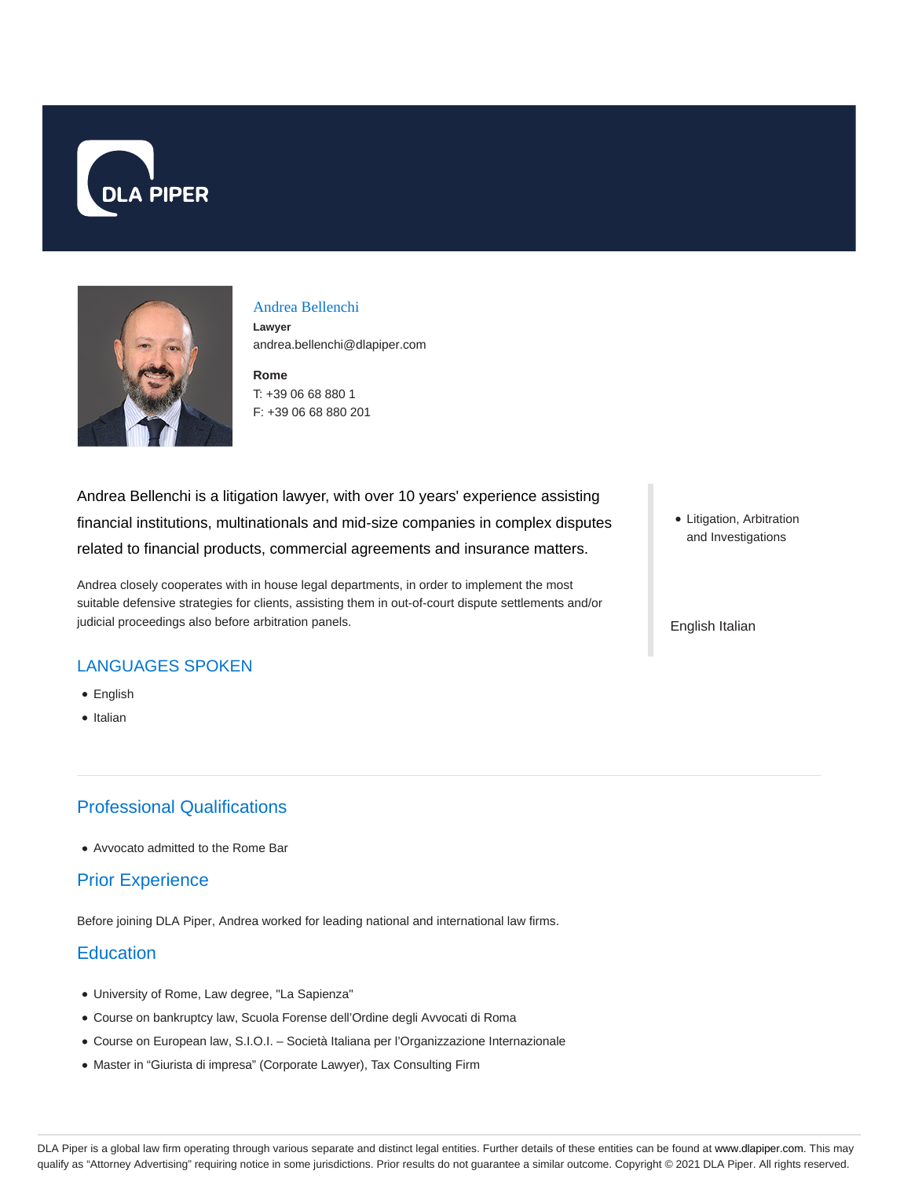DLA PIPER

# Andrea Bellenchi

**Lawyer**
andrea.bellenchi@dlapiper.com

**Rome**
T: +39 06 68 880 1
F: +39 06 68 880 201

Andrea Bellenchi is a litigation lawyer, with over 10 years' experience assisting financial institutions, multinationals and mid-size companies in complex disputes related to financial products, commercial agreements and insurance matters.

Andrea closely cooperates with in house legal departments, in order to implement the most suitable defensive strategies for clients, assisting them in out-of-court dispute settlements and/or judicial proceedings also before arbitration panels.

- Litigation, Arbitration and Investigations

English Italian

## LANGUAGES SPOKEN

- English
- Italian

## Professional Qualifications

- Avvocato admitted to the Rome Bar

## Prior Experience

Before joining DLA Piper, Andrea worked for leading national and international law firms.

## Education

- University of Rome, Law degree, "La Sapienza"
- Course on bankruptcy law, Scuola Forense dell'Ordine degli Avvocati di Roma
- Course on European law, S.I.O.I. – Società Italiana per l'Organizzazione Internazionale
- Master in "Giurista di impresa" (Corporate Lawyer), Tax Consulting Firm

DLA Piper is a global law firm operating through various separate and distinct legal entities. Further details of these entities can be found at www.dlapiper.com. This may qualify as "Attorney Advertising" requiring notice in some jurisdictions. Prior results do not guarantee a similar outcome. Copyright © 2021 DLA Piper. All rights reserved.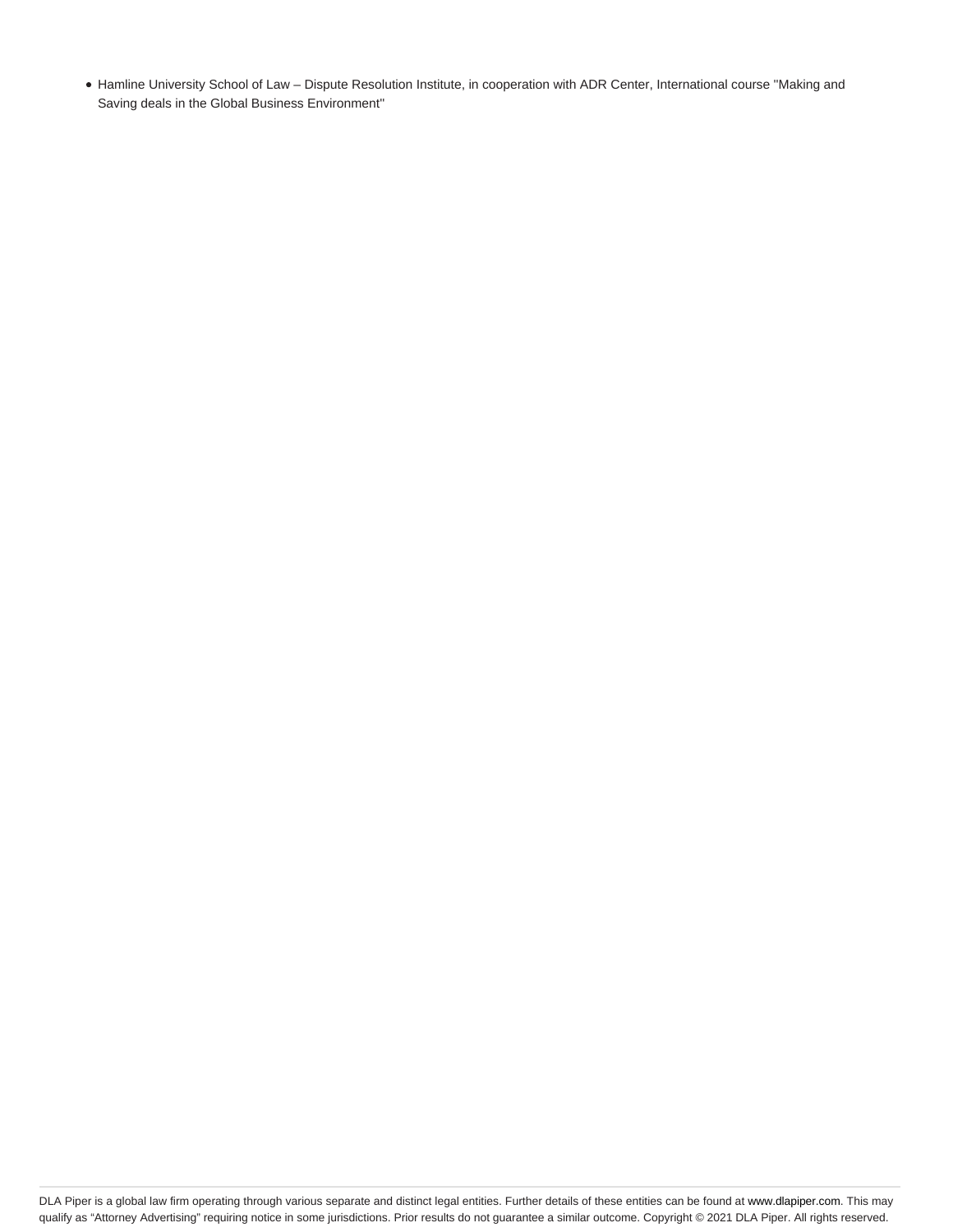- Hamline University School of Law – Dispute Resolution Institute, in cooperation with ADR Center, International course "Making and Saving deals in the Global Business Environment"